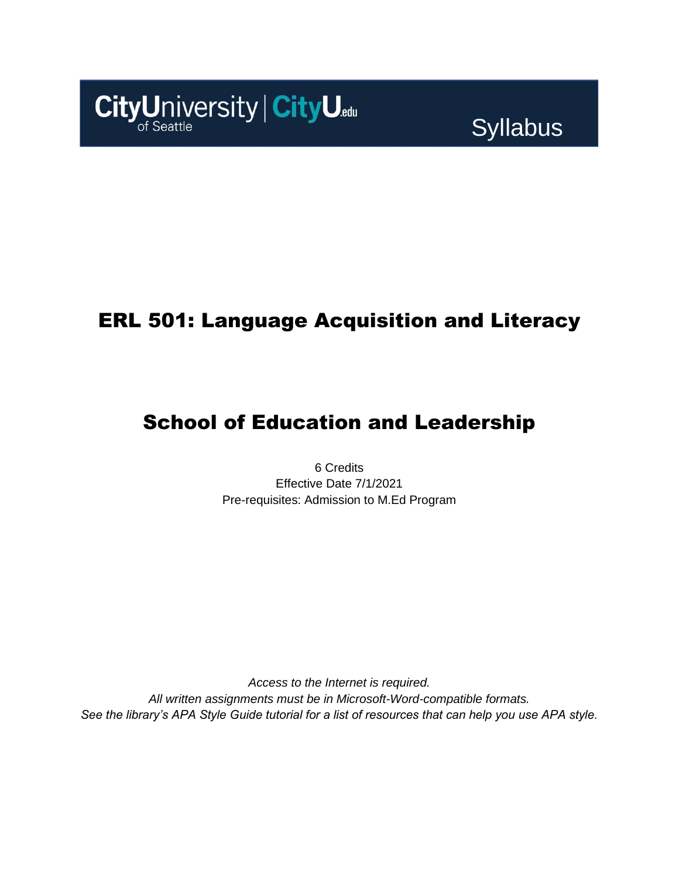CityUniversity of Seattle | CityU.edu

Syllabus

# ERL 501: Language Acquisition and Literacy

## School of Education and Leadership

6 Credits
Effective Date 7/1/2021
Pre-requisites: Admission to M.Ed Program

*Access to the Internet is required.*
*All written assignments must be in Microsoft-Word-compatible formats.*
*See the library's APA Style Guide tutorial for a list of resources that can help you use APA style.*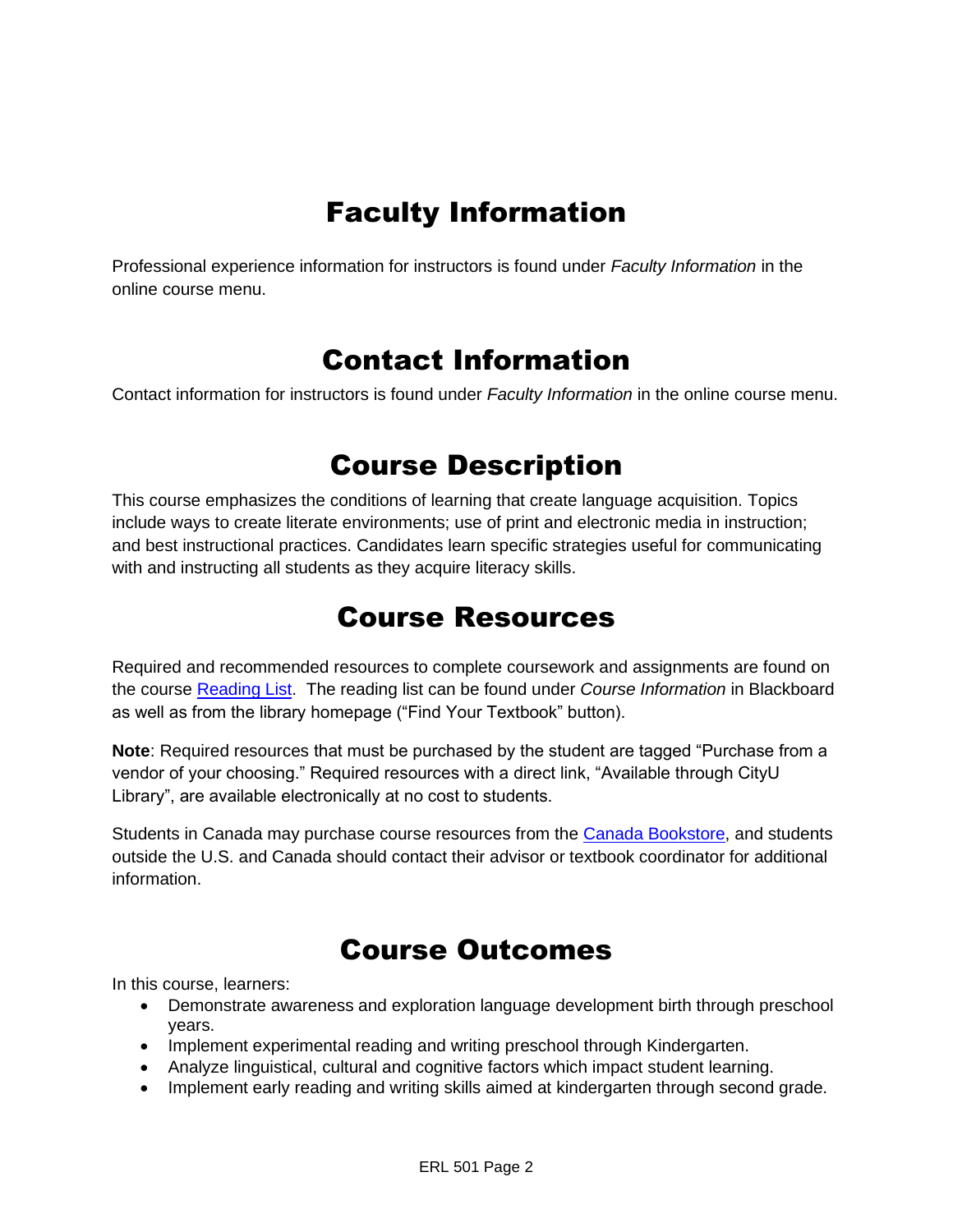# Faculty Information

Professional experience information for instructors is found under *Faculty Information* in the online course menu.

# Contact Information

Contact information for instructors is found under *Faculty Information* in the online course menu.

# Course Description

This course emphasizes the conditions of learning that create language acquisition. Topics include ways to create literate environments; use of print and electronic media in instruction; and best instructional practices. Candidates learn specific strategies useful for communicating with and instructing all students as they acquire literacy skills.

# Course Resources

Required and recommended resources to complete coursework and assignments are found on the course Reading List. The reading list can be found under *Course Information* in Blackboard as well as from the library homepage ("Find Your Textbook" button).

**Note**: Required resources that must be purchased by the student are tagged "Purchase from a vendor of your choosing." Required resources with a direct link, "Available through CityU Library", are available electronically at no cost to students.

Students in Canada may purchase course resources from the Canada Bookstore, and students outside the U.S. and Canada should contact their advisor or textbook coordinator for additional information.

# Course Outcomes

In this course, learners:

- Demonstrate awareness and exploration language development birth through preschool years.
- Implement experimental reading and writing preschool through Kindergarten.
- Analyze linguistical, cultural and cognitive factors which impact student learning.
- Implement early reading and writing skills aimed at kindergarten through second grade.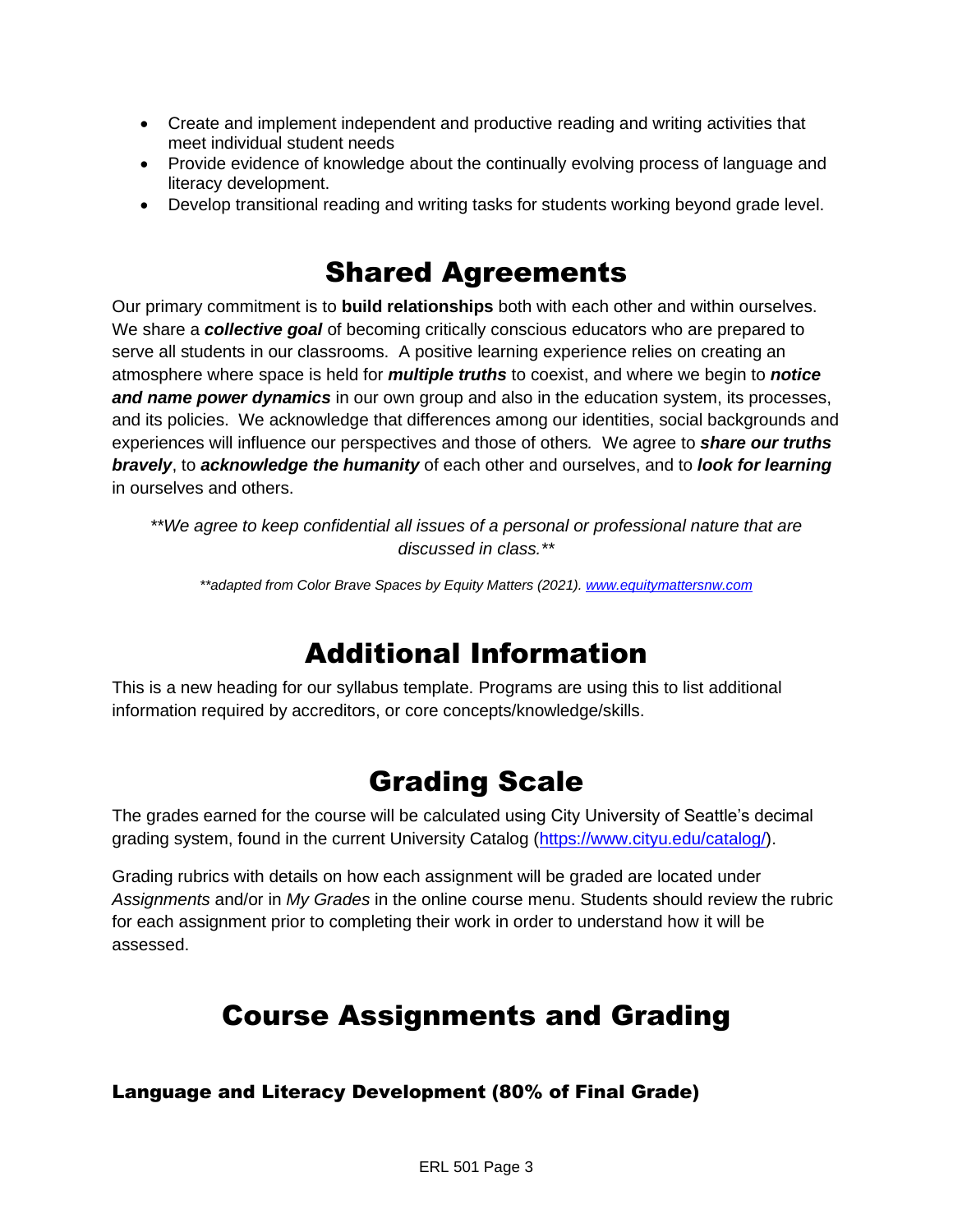- Create and implement independent and productive reading and writing activities that meet individual student needs
- Provide evidence of knowledge about the continually evolving process of language and literacy development.
- Develop transitional reading and writing tasks for students working beyond grade level.

# Shared Agreements

Our primary commitment is to **build relationships** both with each other and within ourselves. We share a ***collective goal*** of becoming critically conscious educators who are prepared to serve all students in our classrooms. A positive learning experience relies on creating an atmosphere where space is held for ***multiple truths*** to coexist, and where we begin to ***notice and name power dynamics*** in our own group and also in the education system, its processes, and its policies. We acknowledge that differences among our identities, social backgrounds and experiences will influence our perspectives and those of others. We agree to ***share our truths bravely***, to ***acknowledge the humanity*** of each other and ourselves, and to ***look for learning*** in ourselves and others.

*\*\*We agree to keep confidential all issues of a personal or professional nature that are discussed in class.\*\**

*\*\*adapted from Color Brave Spaces by Equity Matters (2021). [www.equitymattersnw.com](www.equitymattersnw.com)*

# Additional Information

This is a new heading for our syllabus template. Programs are using this to list additional information required by accreditors, or core concepts/knowledge/skills.

# Grading Scale

The grades earned for the course will be calculated using City University of Seattle's decimal grading system, found in the current University Catalog ([https://www.cityu.edu/catalog/](https://www.cityu.edu/catalog/)).

Grading rubrics with details on how each assignment will be graded are located under *Assignments* and/or in *My Grades* in the online course menu. Students should review the rubric for each assignment prior to completing their work in order to understand how it will be assessed.

# Course Assignments and Grading

### Language and Literacy Development (80% of Final Grade)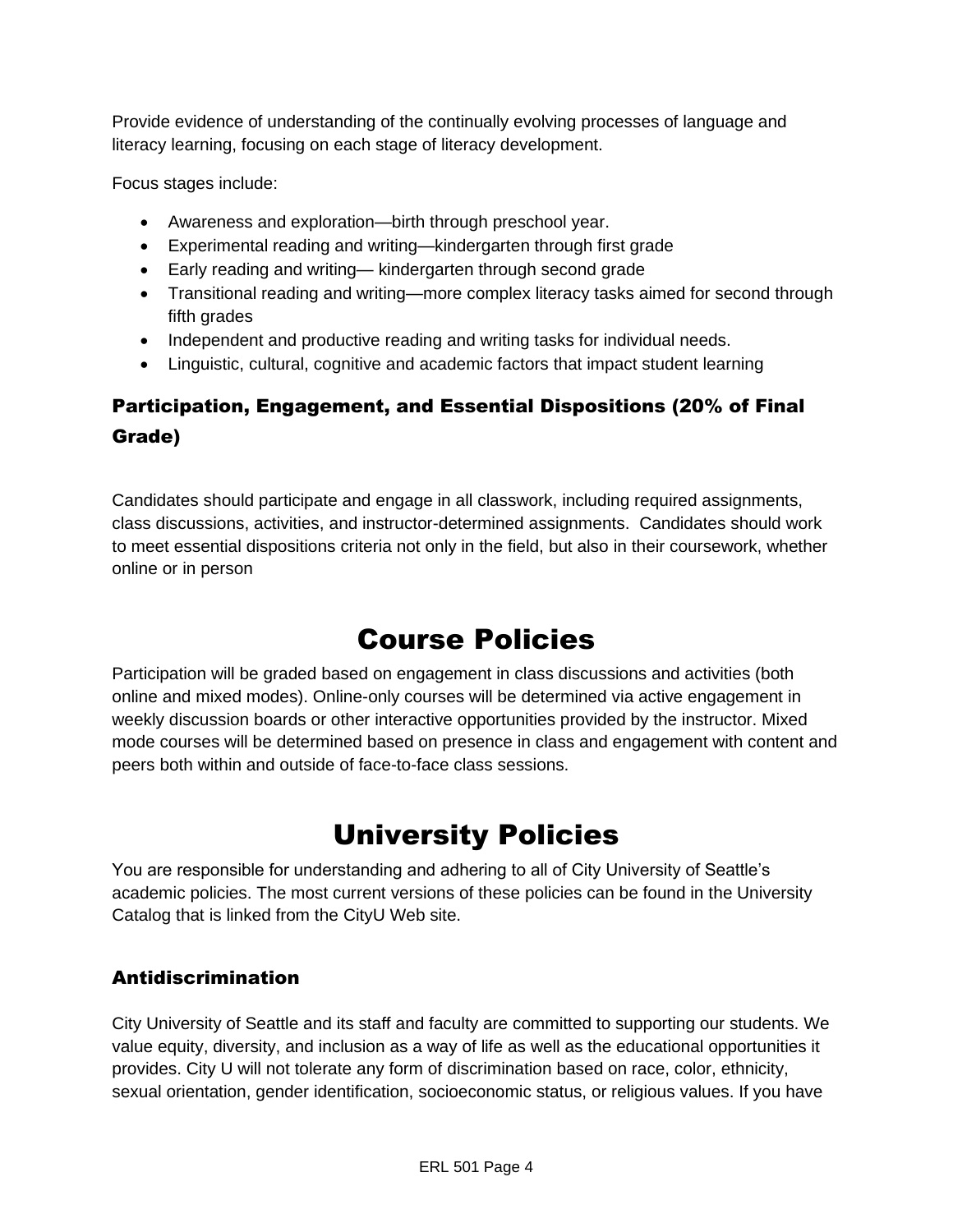Provide evidence of understanding of the continually evolving processes of language and literacy learning, focusing on each stage of literacy development.

Focus stages include:

- Awareness and exploration—birth through preschool year.
- Experimental reading and writing—kindergarten through first grade
- Early reading and writing— kindergarten through second grade
- Transitional reading and writing—more complex literacy tasks aimed for second through fifth grades
- Independent and productive reading and writing tasks for individual needs.
- Linguistic, cultural, cognitive and academic factors that impact student learning

### Participation, Engagement, and Essential Dispositions (20% of Final Grade)

Candidates should participate and engage in all classwork, including required assignments, class discussions, activities, and instructor-determined assignments. Candidates should work to meet essential dispositions criteria not only in the field, but also in their coursework, whether online or in person

# Course Policies

Participation will be graded based on engagement in class discussions and activities (both online and mixed modes). Online-only courses will be determined via active engagement in weekly discussion boards or other interactive opportunities provided by the instructor. Mixed mode courses will be determined based on presence in class and engagement with content and peers both within and outside of face-to-face class sessions.

# University Policies

You are responsible for understanding and adhering to all of City University of Seattle's academic policies. The most current versions of these policies can be found in the University Catalog that is linked from the CityU Web site.

### Antidiscrimination

City University of Seattle and its staff and faculty are committed to supporting our students. We value equity, diversity, and inclusion as a way of life as well as the educational opportunities it provides. City U will not tolerate any form of discrimination based on race, color, ethnicity, sexual orientation, gender identification, socioeconomic status, or religious values. If you have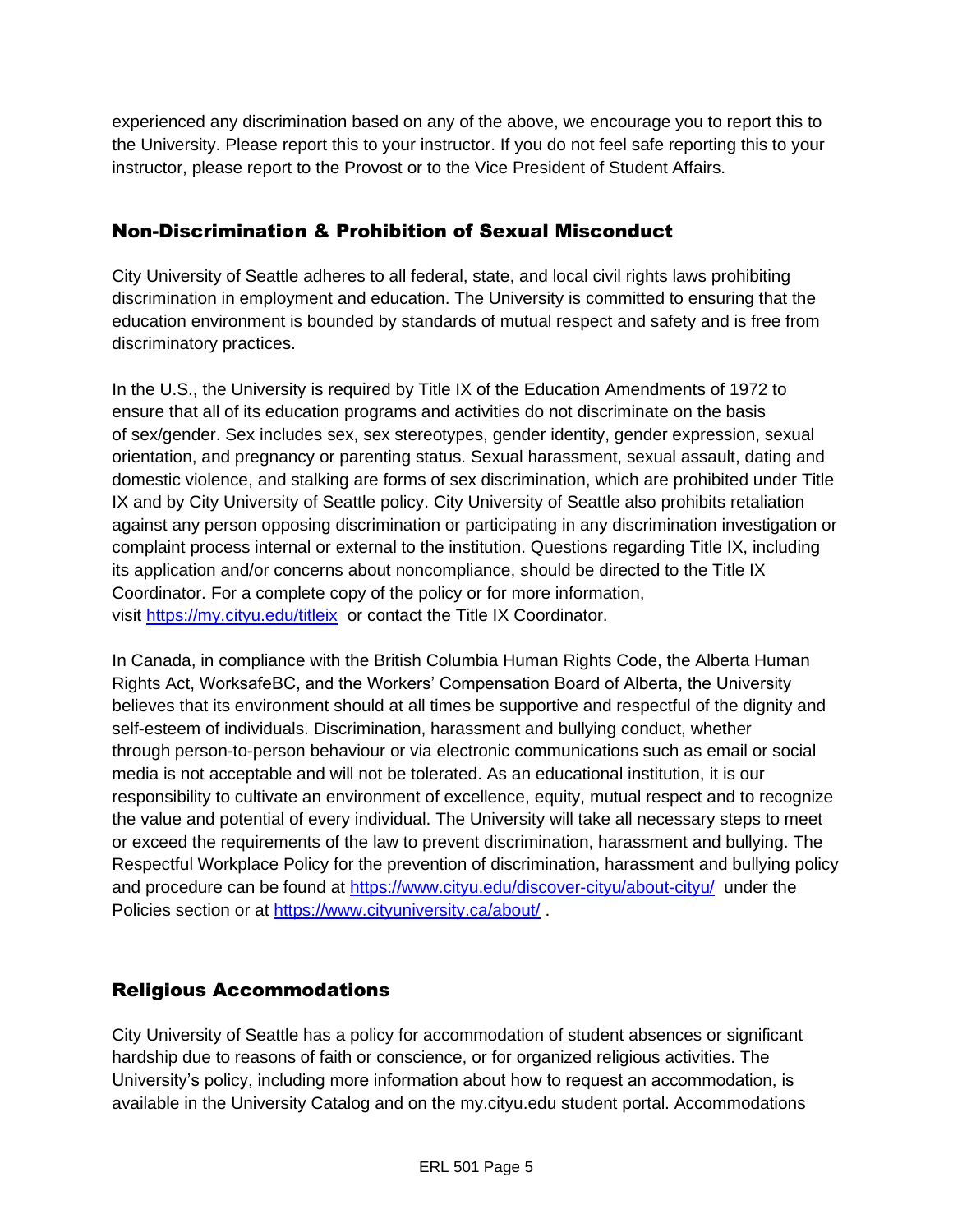experienced any discrimination based on any of the above, we encourage you to report this to the University. Please report this to your instructor. If you do not feel safe reporting this to your instructor, please report to the Provost or to the Vice President of Student Affairs.

## Non-Discrimination & Prohibition of Sexual Misconduct

City University of Seattle adheres to all federal, state, and local civil rights laws prohibiting discrimination in employment and education. The University is committed to ensuring that the education environment is bounded by standards of mutual respect and safety and is free from discriminatory practices.

In the U.S., the University is required by Title IX of the Education Amendments of 1972 to ensure that all of its education programs and activities do not discriminate on the basis of sex/gender. Sex includes sex, sex stereotypes, gender identity, gender expression, sexual orientation, and pregnancy or parenting status. Sexual harassment, sexual assault, dating and domestic violence, and stalking are forms of sex discrimination, which are prohibited under Title IX and by City University of Seattle policy. City University of Seattle also prohibits retaliation against any person opposing discrimination or participating in any discrimination investigation or complaint process internal or external to the institution. Questions regarding Title IX, including its application and/or concerns about noncompliance, should be directed to the Title IX Coordinator. For a complete copy of the policy or for more information, visit [https://my.cityu.edu/titleix](https://my.cityu.edu/titleix) or contact the Title IX Coordinator.

In Canada, in compliance with the British Columbia Human Rights Code, the Alberta Human Rights Act, WorksafeBC, and the Workers' Compensation Board of Alberta, the University believes that its environment should at all times be supportive and respectful of the dignity and self-esteem of individuals. Discrimination, harassment and bullying conduct, whether through person-to-person behaviour or via electronic communications such as email or social media is not acceptable and will not be tolerated. As an educational institution, it is our responsibility to cultivate an environment of excellence, equity, mutual respect and to recognize the value and potential of every individual. The University will take all necessary steps to meet or exceed the requirements of the law to prevent discrimination, harassment and bullying. The Respectful Workplace Policy for the prevention of discrimination, harassment and bullying policy and procedure can be found at [https://www.cityu.edu/discover-cityu/about-cityu/](https://www.cityu.edu/discover-cityu/about-cityu/) under the Policies section or at [https://www.cityuniversity.ca/about/](https://www.cityuniversity.ca/about/) .

## Religious Accommodations

City University of Seattle has a policy for accommodation of student absences or significant hardship due to reasons of faith or conscience, or for organized religious activities. The University's policy, including more information about how to request an accommodation, is available in the University Catalog and on the my.cityu.edu student portal. Accommodations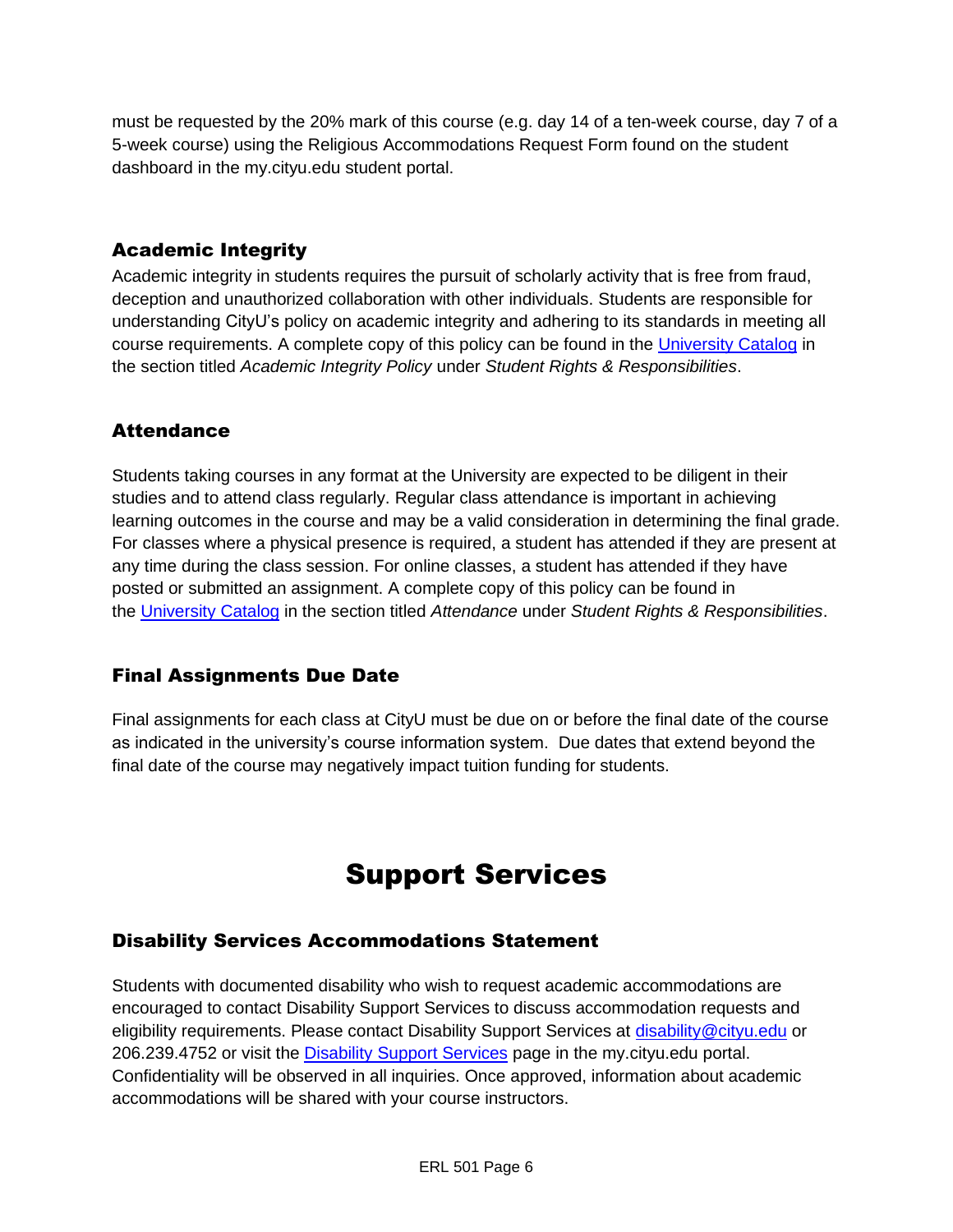must be requested by the 20% mark of this course (e.g. day 14 of a ten-week course, day 7 of a 5-week course) using the Religious Accommodations Request Form found on the student dashboard in the my.cityu.edu student portal.

### Academic Integrity

Academic integrity in students requires the pursuit of scholarly activity that is free from fraud, deception and unauthorized collaboration with other individuals. Students are responsible for understanding CityU's policy on academic integrity and adhering to its standards in meeting all course requirements. A complete copy of this policy can be found in the University Catalog in the section titled *Academic Integrity Policy* under *Student Rights & Responsibilities*.

### Attendance

Students taking courses in any format at the University are expected to be diligent in their studies and to attend class regularly. Regular class attendance is important in achieving learning outcomes in the course and may be a valid consideration in determining the final grade. For classes where a physical presence is required, a student has attended if they are present at any time during the class session. For online classes, a student has attended if they have posted or submitted an assignment. A complete copy of this policy can be found in the University Catalog in the section titled *Attendance* under *Student Rights & Responsibilities*.

### Final Assignments Due Date

Final assignments for each class at CityU must be due on or before the final date of the course as indicated in the university's course information system. Due dates that extend beyond the final date of the course may negatively impact tuition funding for students.

# Support Services

### Disability Services Accommodations Statement

Students with documented disability who wish to request academic accommodations are encouraged to contact Disability Support Services to discuss accommodation requests and eligibility requirements. Please contact Disability Support Services at disability@cityu.edu or 206.239.4752 or visit the Disability Support Services page in the my.cityu.edu portal. Confidentiality will be observed in all inquiries. Once approved, information about academic accommodations will be shared with your course instructors.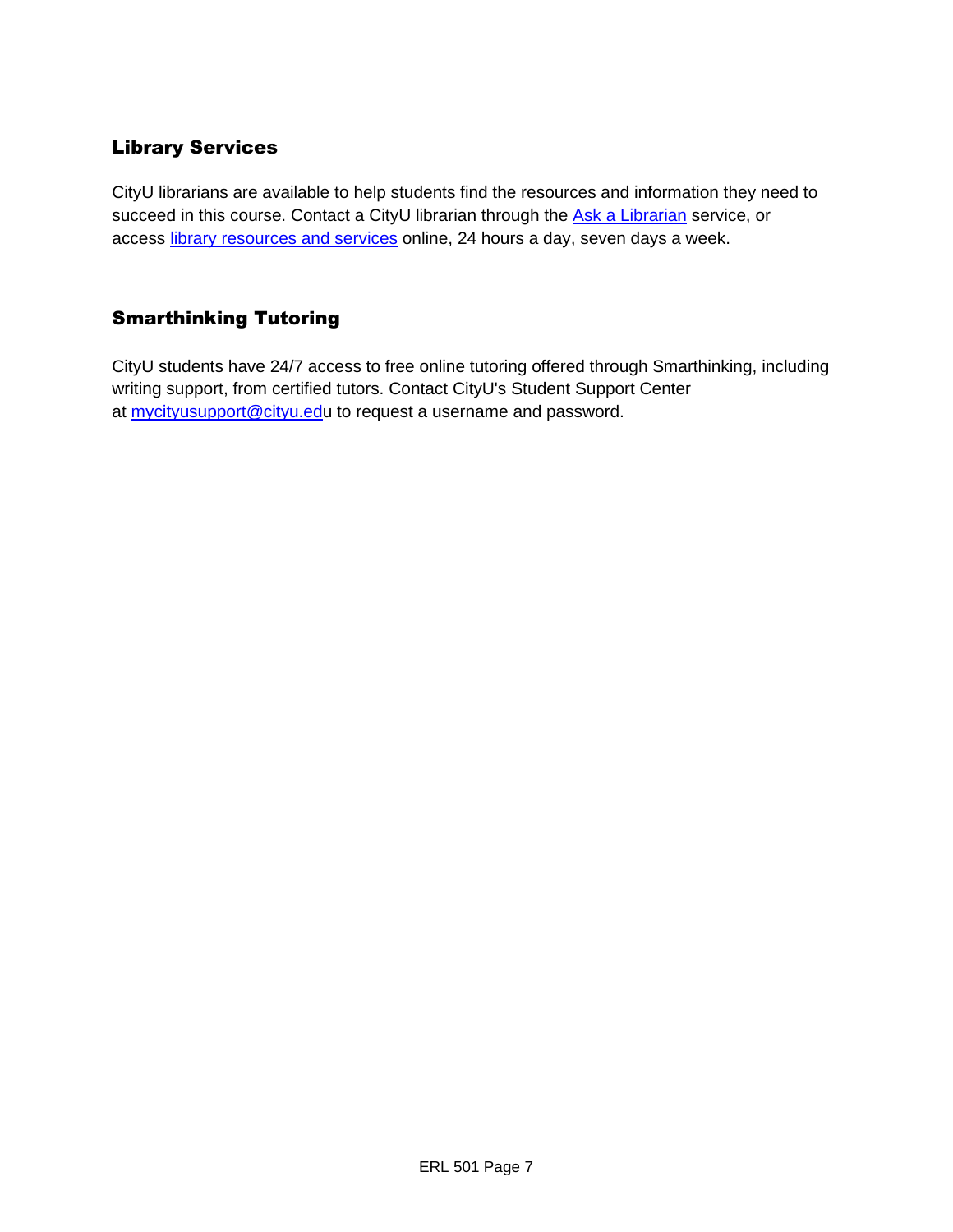## Library Services

CityU librarians are available to help students find the resources and information they need to succeed in this course. Contact a CityU librarian through the Ask a Librarian service, or access library resources and services online, 24 hours a day, seven days a week.

## Smarthinking Tutoring

CityU students have 24/7 access to free online tutoring offered through Smarthinking, including writing support, from certified tutors. Contact CityU's Student Support Center at mycityusupport@cityu.edu to request a username and password.